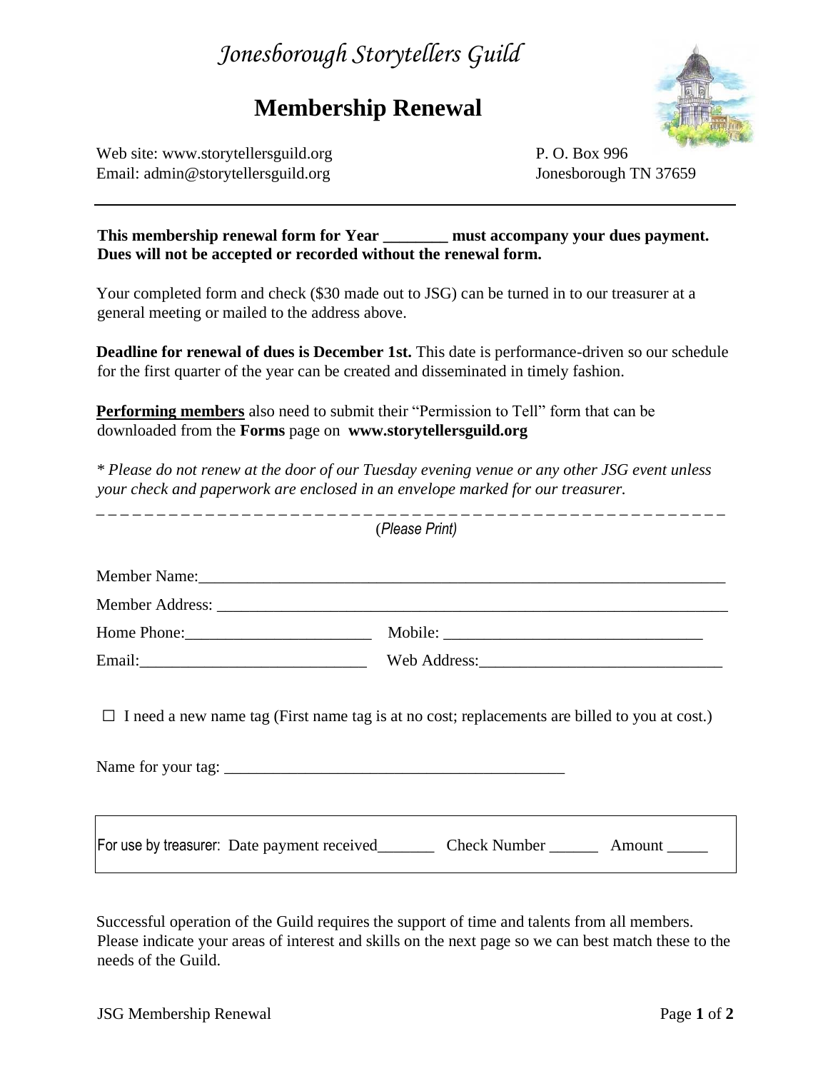# *Jonesborough Storytellers Guild*

## Membership Renewal

Web site: www.storytellersguild.org
Email: admin@storytellersguild.org

P. O. Box 996
Jonesborough TN 37659

---

**This membership renewal form for Year ________ must accompany your dues payment. Dues will not be accepted or recorded without the renewal form.**

Your completed form and check ($30 made out to JSG) can be turned in to our treasurer at a general meeting or mailed to the address above.

**Deadline for renewal of dues is December 1st.** This date is performance-driven so our schedule for the first quarter of the year can be created and disseminated in timely fashion.

**Performing members** also need to submit their "Permission to Tell" form that can be downloaded from the **Forms** page on **www.storytellersguild.org**

*\* Please do not renew at the door of our Tuesday evening venue or any other JSG event unless your check and paperwork are enclosed in an envelope marked for our treasurer.*

_ _ _ _ _ _ _ _ _ _ _ _ _ _ _ _ _ _ _ _ _ _ _ _ _ _ _ _ _ _ _ _ _ _ _ _ _ _ _ _ _ _ _ _ _ _ _ _ _ _ _ _ _ _ _ _

(*Please Print)*

Member Name:_____________________________________________________________________

Member Address: __________________________________________________________________

Home Phone:_______________________ Mobile: ________________________________

Email:____________________________ Web Address:_____________________________

☐ I need a new name tag (First name tag is at no cost; replacements are billed to you at cost.)

Name for your tag: __________________________________________

| For use by treasurer: Date payment received_______ Check Number ______ Amount _____ |
|---|

Successful operation of the Guild requires the support of time and talents from all members. Please indicate your areas of interest and skills on the next page so we can best match these to the needs of the Guild.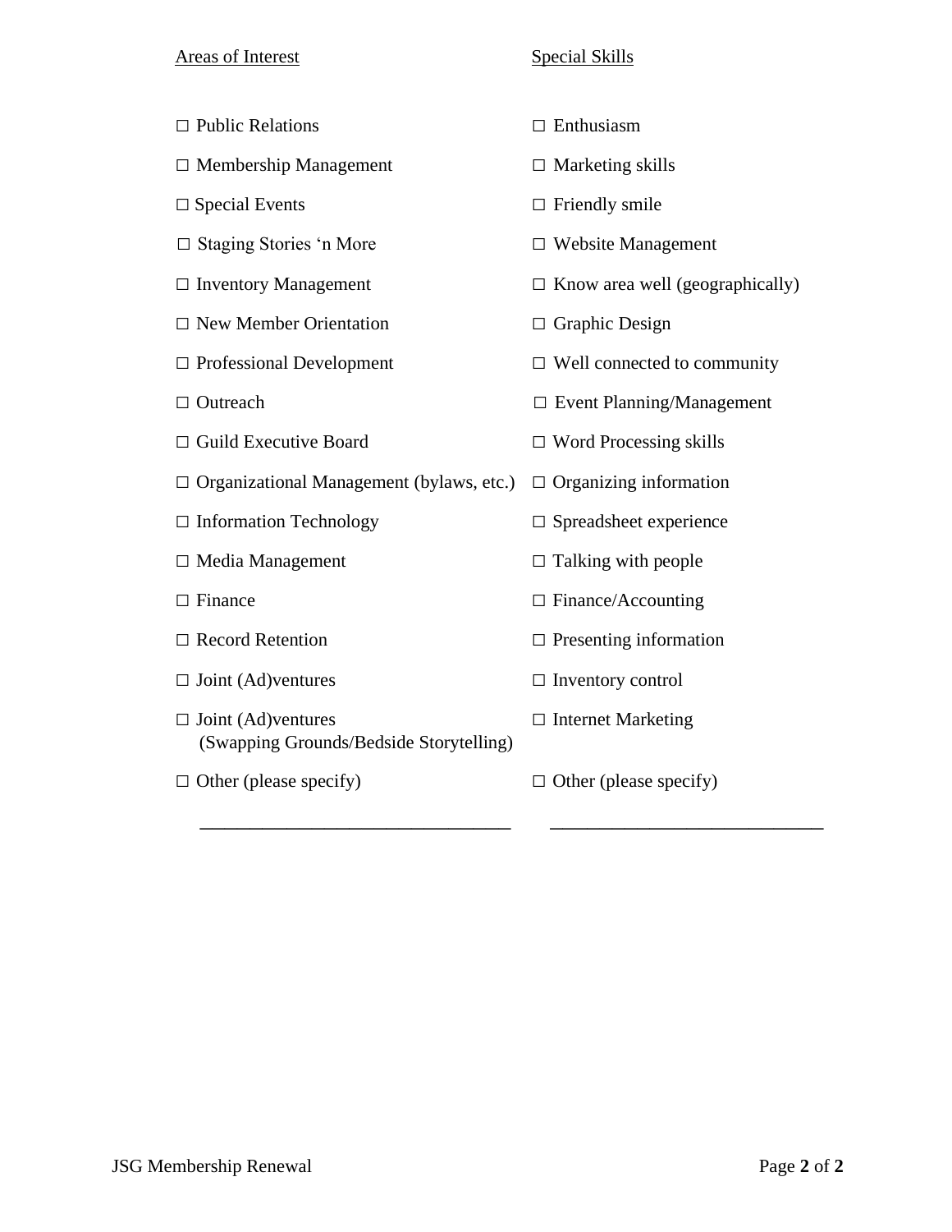| Areas of Interest | Special Skills |
| --- | --- |
| □ Public Relations | □ Enthusiasm |
| □ Membership Management | □ Marketing skills |
| □ Special Events | □ Friendly smile |
| □ Staging Stories 'n More | □ Website Management |
| □ Inventory Management | □ Know area well (geographically) |
| □ New Member Orientation | □ Graphic Design |
| □ Professional Development | □ Well connected to community |
| □ Outreach | □ Event Planning/Management |
| □ Guild Executive Board | □ Word Processing skills |
| □ Organizational Management (bylaws, etc.) | □ Organizing information |
| □ Information Technology | □ Spreadsheet experience |
| □ Media Management | □ Talking with people |
| □ Finance | □ Finance/Accounting |
| □ Record Retention | □ Presenting information |
| □ Joint (Ad)ventures | □ Inventory control |
| □ Joint (Ad)ventures (Swapping Grounds/Bedside Storytelling) | □ Internet Marketing |
| □ Other (please specify) | □ Other (please specify) |
| ______________________________ | ______________________________ |